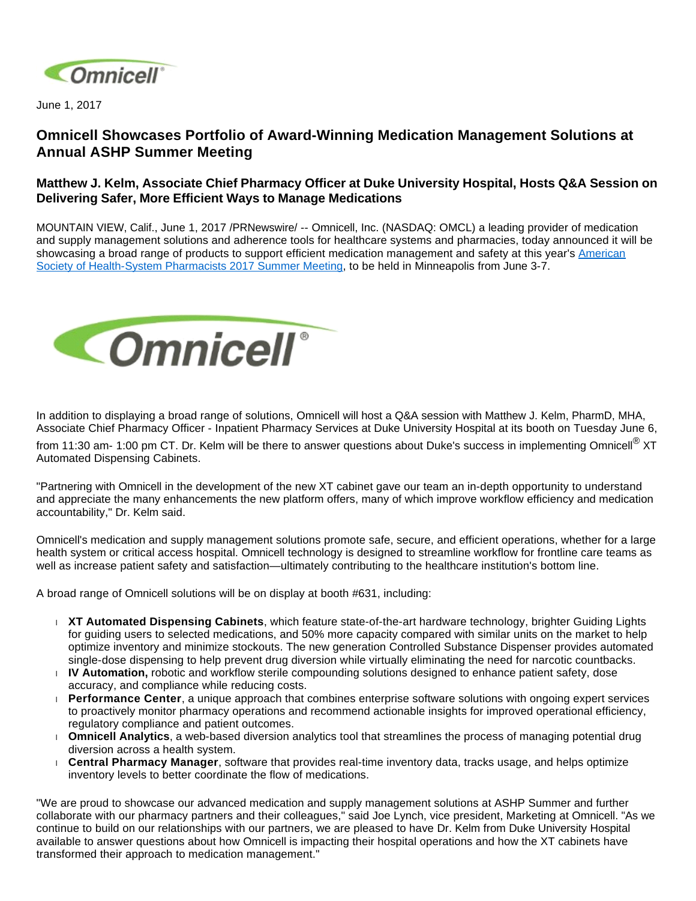June 1, 2017

# Omnicell Showcases Portfolio of Award-Winning Medication Management Solutions at Annual ASHP Summer Meeting

## Matthew J. Kelm, Associate Chief Pharmacy Officer at Duke University Hospital, Hosts Q&A Session on Delivering Safer, More Efficient Ways to Manage Medications

MOUNTAIN VIEW, Calif., June 1, 2017 /PRNewswire/ -- Omnicell, Inc. (NASDAQ: OMCL) a leading provider of medication and supply management solutions and adherence tools for healthcare systems and pharmacies, today announced it will be showcasing a broad range of products to support efficient medication management and safety at this year's American Society of Health-System Pharmacists 2017 Summer Meeting, to be held in Minneapolis from June 3-7.

In addition to displaying a broad range of solutions, Omnicell will host a Q&A session with Matthew J. Kelm, PharmD, MHA, Associate Chief Pharmacy Officer - Inpatient Pharmacy Services at Duke University Hospital at its booth on Tuesday June 6, from 11:30 am- 1:00 pm CT. Dr. Kelm will be there to answer questions about Duke's success in implementing Omnicell® XT Automated Dispensing Cabinets.

"Partnering with Omnicell in the development of the new XT cabinet gave our team an in-depth opportunity to understand and appreciate the many enhancements the new platform offers, many of which improve workflow efficiency and medication accountability," Dr. Kelm said.

Omnicell's medication and supply management solutions promote safe, secure, and efficient operations, whether for a large health system or critical access hospital. Omnicell technology is designed to streamline workflow for frontline care teams as well as increase patient safety and satisfaction—ultimately contributing to the healthcare institution's bottom line.

A broad range of Omnicell solutions will be on display at booth #631, including:

- **XT Automated Dispensing Cabinets**, which feature state-of-the-art hardware technology, brighter Guiding Lights for guiding users to selected medications, and 50% more capacity compared with similar units on the market to help optimize inventory and minimize stockouts. The new generation Controlled Substance Dispenser provides automated single-dose dispensing to help prevent drug diversion while virtually eliminating the need for narcotic countbacks.
- **IV Automation,** robotic and workflow sterile compounding solutions designed to enhance patient safety, dose accuracy, and compliance while reducing costs.
- **Performance Center**, a unique approach that combines enterprise software solutions with ongoing expert services to proactively monitor pharmacy operations and recommend actionable insights for improved operational efficiency, regulatory compliance and patient outcomes.
- **Omnicell Analytics**, a web-based diversion analytics tool that streamlines the process of managing potential drug diversion across a health system.
- **Central Pharmacy Manager**, software that provides real-time inventory data, tracks usage, and helps optimize inventory levels to better coordinate the flow of medications.

"We are proud to showcase our advanced medication and supply management solutions at ASHP Summer and further collaborate with our pharmacy partners and their colleagues," said Joe Lynch, vice president, Marketing at Omnicell. "As we continue to build on our relationships with our partners, we are pleased to have Dr. Kelm from Duke University Hospital available to answer questions about how Omnicell is impacting their hospital operations and how the XT cabinets have transformed their approach to medication management."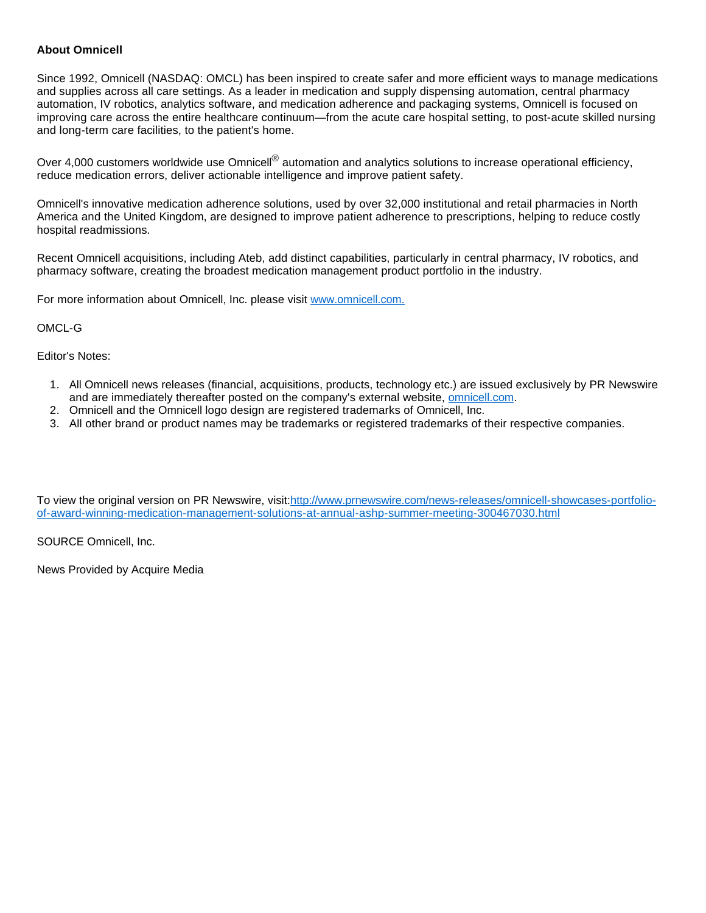**About Omnicell**

Since 1992, Omnicell (NASDAQ: OMCL) has been inspired to create safer and more efficient ways to manage medications and supplies across all care settings. As a leader in medication and supply dispensing automation, central pharmacy automation, IV robotics, analytics software, and medication adherence and packaging systems, Omnicell is focused on improving care across the entire healthcare continuum—from the acute care hospital setting, to post-acute skilled nursing and long-term care facilities, to the patient's home.

Over 4,000 customers worldwide use Omnicell® automation and analytics solutions to increase operational efficiency, reduce medication errors, deliver actionable intelligence and improve patient safety.

Omnicell's innovative medication adherence solutions, used by over 32,000 institutional and retail pharmacies in North America and the United Kingdom, are designed to improve patient adherence to prescriptions, helping to reduce costly hospital readmissions.

Recent Omnicell acquisitions, including Ateb, add distinct capabilities, particularly in central pharmacy, IV robotics, and pharmacy software, creating the broadest medication management product portfolio in the industry.

For more information about Omnicell, Inc. please visit [www.omnicell.com.](http://www.omnicell.com)

OMCL-G

Editor's Notes:

1. All Omnicell news releases (financial, acquisitions, products, technology etc.) are issued exclusively by PR Newswire and are immediately thereafter posted on the company's external website, [omnicell.com](http://omnicell.com).
2. Omnicell and the Omnicell logo design are registered trademarks of Omnicell, Inc.
3. All other brand or product names may be trademarks or registered trademarks of their respective companies.

To view the original version on PR Newswire, visit:[http://www.prnewswire.com/news-releases/omnicell-showcases-portfolio-of-award-winning-medication-management-solutions-at-annual-ashp-summer-meeting-300467030.html](http://www.prnewswire.com/news-releases/omnicell-showcases-portfolio-of-award-winning-medication-management-solutions-at-annual-ashp-summer-meeting-300467030.html)

SOURCE Omnicell, Inc.

News Provided by Acquire Media